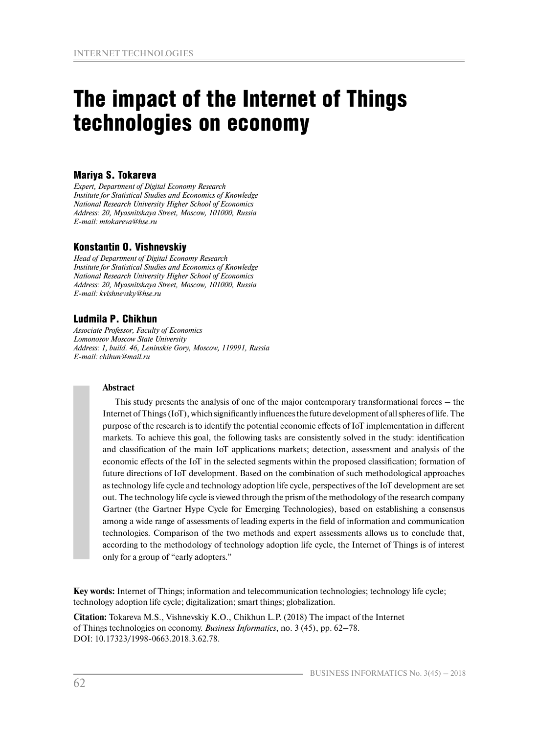# The impact of the Internet of Things technologies on economy

### Mariya S. Tokareva

*Expert, Department of Digital Economy Research*
*Institute for Statistical Studies and Economics of Knowledge*
*National Research University Higher School of Economics*
*Address: 20, Myasnitskaya Street, Moscow, 101000, Russia*
*E-mail: mtokareva@hse.ru*

### Konstantin O. Vishnevskiy

*Head of Department of Digital Economy Research*
*Institute for Statistical Studies and Economics of Knowledge*
*National Research University Higher School of Economics*
*Address: 20, Myasnitskaya Street, Moscow, 101000, Russia*
*E-mail: kvishnevsky@hse.ru*

### Ludmila P. Chikhun

*Associate Professor, Faculty of Economics*
*Lomonosov Moscow State University*
*Address: 1, build. 46, Leninskie Gory, Moscow, 119991, Russia*
*E-mail: chihun@mail.ru*

**Abstract**

This study presents the analysis of one of the major contemporary transformational forces – the Internet of Things (IoT), which significantly influences the future development of all spheres of life. The purpose of the research is to identify the potential economic effects of IoT implementation in different markets. To achieve this goal, the following tasks are consistently solved in the study: identification and classification of the main IoT applications markets; detection, assessment and analysis of the economic effects of the IoT in the selected segments within the proposed classification; formation of future directions of IoT development. Based on the combination of such methodological approaches as technology life cycle and technology adoption life cycle, perspectives of the IoT development are set out. The technology life cycle is viewed through the prism of the methodology of the research company Gartner (the Gartner Hype Cycle for Emerging Technologies), based on establishing a consensus among a wide range of assessments of leading experts in the field of information and communication technologies. Comparison of the two methods and expert assessments allows us to conclude that, according to the methodology of technology adoption life cycle, the Internet of Things is of interest only for a group of "early adopters."

**Key words:** Internet of Things; information and telecommunication technologies; technology life cycle; technology adoption life cycle; digitalization; smart things; globalization.

**Citation:** Tokareva M.S., Vishnevskiy K.O., Chikhun L.P. (2018) The impact of the Internet of Things technologies on economy. *Business Informatics*, no. 3 (45), pp. 62–78. DOI: 10.17323/1998-0663.2018.3.62.78.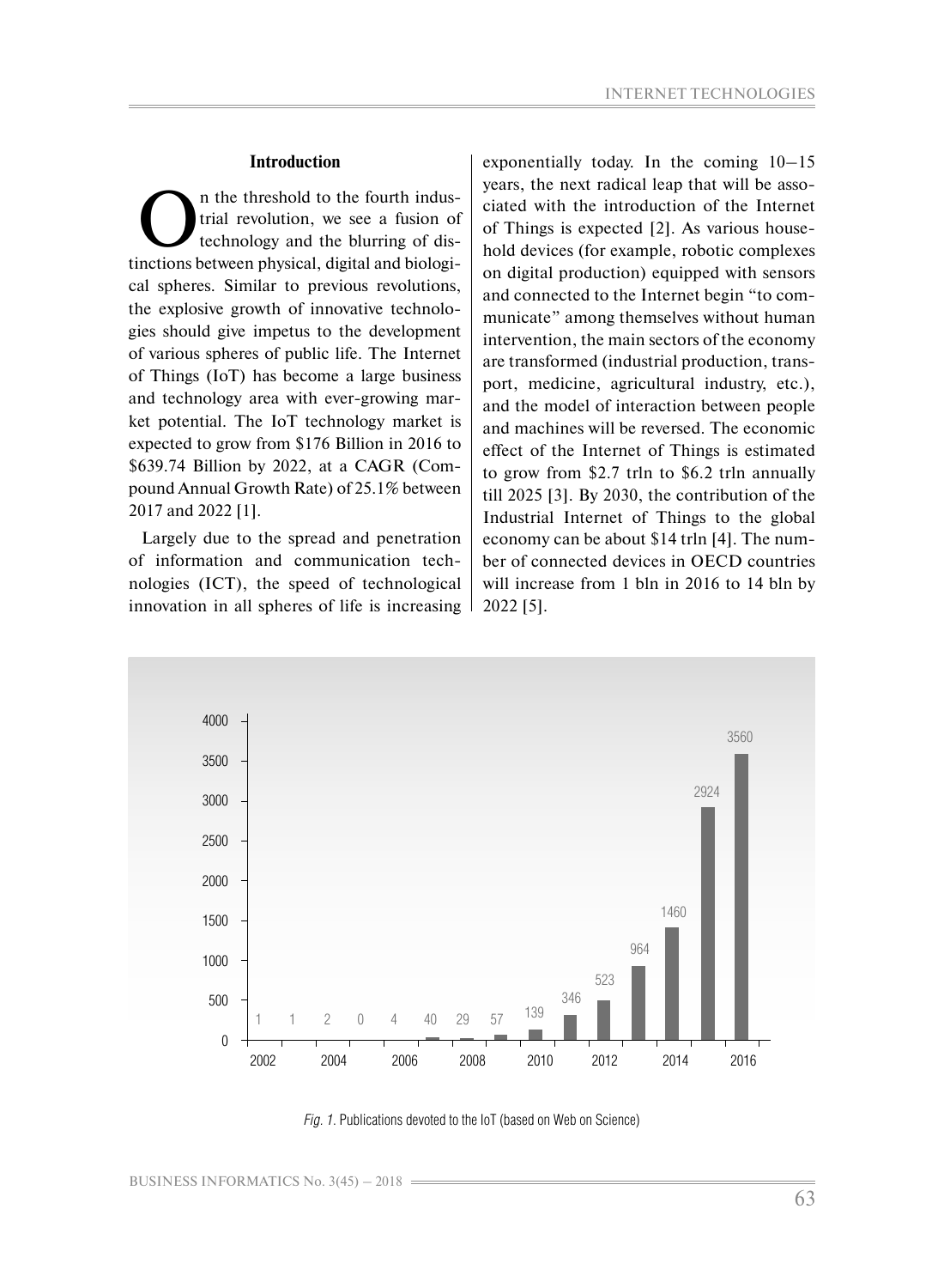## Introduction

On the threshold to the fourth industrial revolution, we see a fusion of technology and the blurring of distinctions between physical, digital and biological spheres. Similar to previous revolutions, the explosive growth of innovative technologies should give impetus to the development of various spheres of public life. The Internet of Things (IoT) has become a large business and technology area with ever-growing market potential. The IoT technology market is expected to grow from $176 Billion in 2016 to $639.74 Billion by 2022, at a CAGR (Compound Annual Growth Rate) of 25.1% between 2017 and 2022 [1].

Largely due to the spread and penetration of information and communication technologies (ICT), the speed of technological innovation in all spheres of life is increasing exponentially today. In the coming 10–15 years, the next radical leap that will be associated with the introduction of the Internet of Things is expected [2]. As various household devices (for example, robotic complexes on digital production) equipped with sensors and connected to the Internet begin "to communicate" among themselves without human intervention, the main sectors of the economy are transformed (industrial production, transport, medicine, agricultural industry, etc.), and the model of interaction between people and machines will be reversed. The economic effect of the Internet of Things is estimated to grow from $2.7 trln to $6.2 trln annually till 2025 [3]. By 2030, the contribution of the Industrial Internet of Things to the global economy can be about $14 trln [4]. The number of connected devices in OECD countries will increase from 1 bln in 2016 to 14 bln by 2022 [5].

| Year | 2002 | 2003 | 2004 | 2005 | 2006 | 2007 | 2008 | 2009 | 2010 | 2011 | 2012 | 2013 | 2014 | 2015 | 2016 |
|---|---|---|---|---|---|---|---|---|---|---|---|---|---|---|---|
| Publications | 1 | 1 | 2 | 0 | 4 | 40 | 29 | 57 | 139 | 346 | 523 | 964 | 1460 | 2924 | 3560 |

*Fig. 1.* Publications devoted to the IoT (based on Web on Science)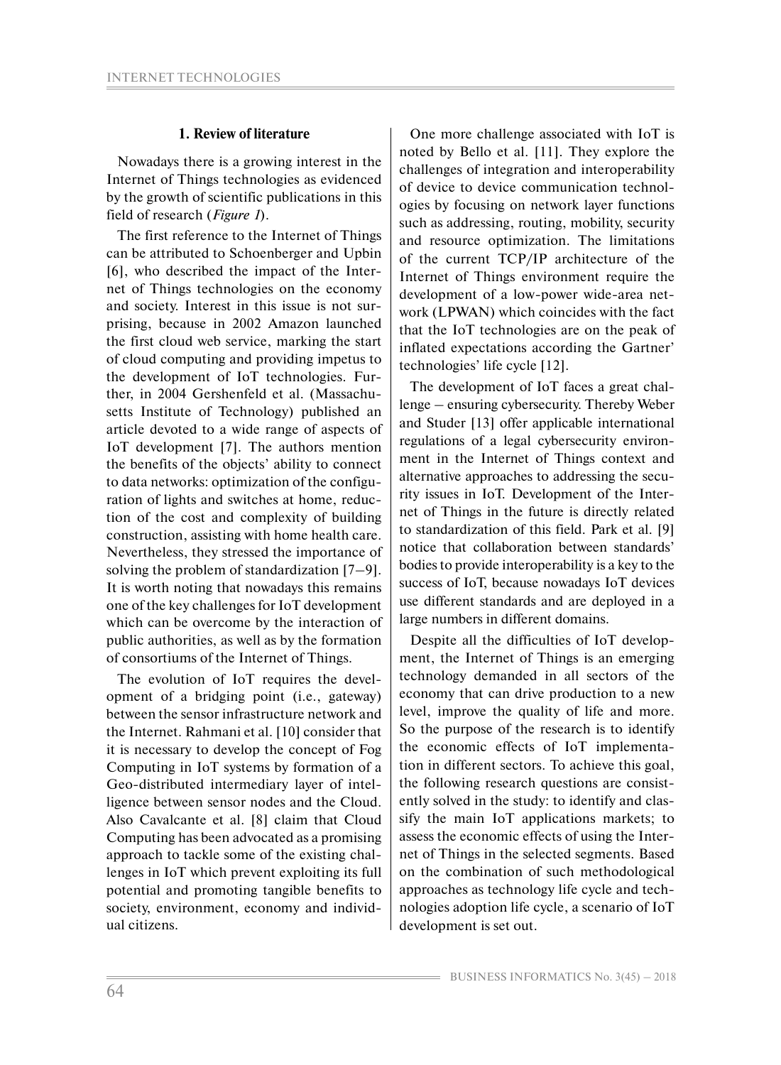## 1. Review of literature

Nowadays there is a growing interest in the Internet of Things technologies as evidenced by the growth of scientific publications in this field of research (*Figure 1*).

The first reference to the Internet of Things can be attributed to Schoenberger and Upbin [6], who described the impact of the Internet of Things technologies on the economy and society. Interest in this issue is not surprising, because in 2002 Amazon launched the first cloud web service, marking the start of cloud computing and providing impetus to the development of IoT technologies. Further, in 2004 Gershenfeld et al. (Massachusetts Institute of Technology) published an article devoted to a wide range of aspects of IoT development [7]. The authors mention the benefits of the objects' ability to connect to data networks: optimization of the configuration of lights and switches at home, reduction of the cost and complexity of building construction, assisting with home health care. Nevertheless, they stressed the importance of solving the problem of standardization [7–9]. It is worth noting that nowadays this remains one of the key challenges for IoT development which can be overcome by the interaction of public authorities, as well as by the formation of consortiums of the Internet of Things.

The evolution of IoT requires the development of a bridging point (i.e., gateway) between the sensor infrastructure network and the Internet. Rahmani et al. [10] consider that it is necessary to develop the concept of Fog Computing in IoT systems by formation of a Geo-distributed intermediary layer of intelligence between sensor nodes and the Cloud. Also Cavalcante et al. [8] claim that Cloud Computing has been advocated as a promising approach to tackle some of the existing challenges in IoT which prevent exploiting its full potential and promoting tangible benefits to society, environment, economy and individual citizens.

One more challenge associated with IoT is noted by Bello et al. [11]. They explore the challenges of integration and interoperability of device to device communication technologies by focusing on network layer functions such as addressing, routing, mobility, security and resource optimization. The limitations of the current TCP/IP architecture of the Internet of Things environment require the development of a low-power wide-area network (LPWAN) which coincides with the fact that the IoT technologies are on the peak of inflated expectations according the Gartner' technologies' life cycle [12].

The development of IoT faces a great challenge – ensuring cybersecurity. Thereby Weber and Studer [13] offer applicable international regulations of a legal cybersecurity environment in the Internet of Things context and alternative approaches to addressing the security issues in IoT. Development of the Internet of Things in the future is directly related to standardization of this field. Park et al. [9] notice that collaboration between standards' bodies to provide interoperability is a key to the success of IoT, because nowadays IoT devices use different standards and are deployed in a large numbers in different domains.

Despite all the difficulties of IoT development, the Internet of Things is an emerging technology demanded in all sectors of the economy that can drive production to a new level, improve the quality of life and more. So the purpose of the research is to identify the economic effects of IoT implementation in different sectors. To achieve this goal, the following research questions are consistently solved in the study: to identify and classify the main IoT applications markets; to assess the economic effects of using the Internet of Things in the selected segments. Based on the combination of such methodological approaches as technology life cycle and technologies adoption life cycle, a scenario of IoT development is set out.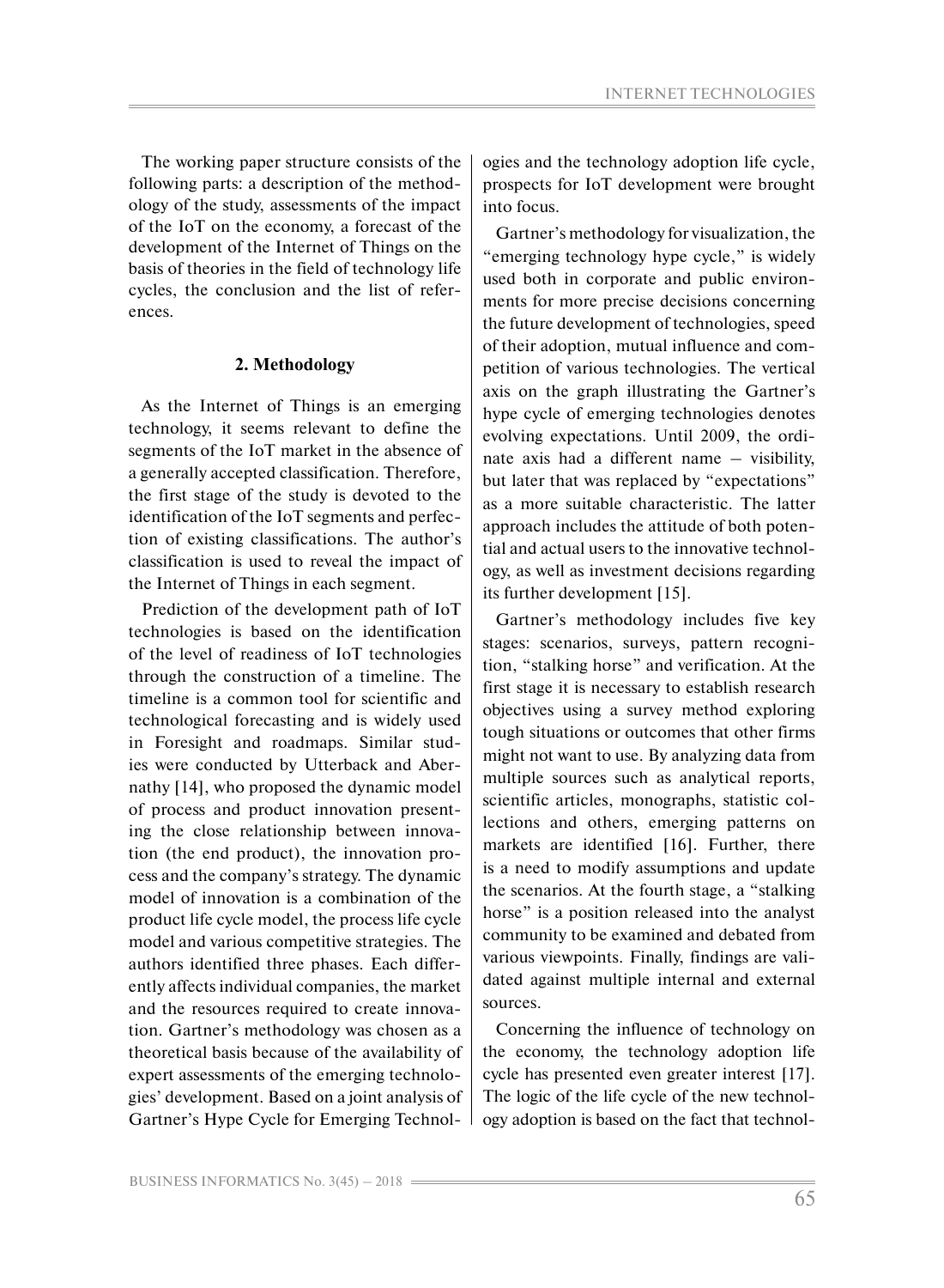The working paper structure consists of the following parts: a description of the methodology of the study, assessments of the impact of the IoT on the economy, a forecast of the development of the Internet of Things on the basis of theories in the field of technology life cycles, the conclusion and the list of references.

## 2. Methodology

As the Internet of Things is an emerging technology, it seems relevant to define the segments of the IoT market in the absence of a generally accepted classification. Therefore, the first stage of the study is devoted to the identification of the IoT segments and perfection of existing classifications. The author's classification is used to reveal the impact of the Internet of Things in each segment.

Prediction of the development path of IoT technologies is based on the identification of the level of readiness of IoT technologies through the construction of a timeline. The timeline is a common tool for scientific and technological forecasting and is widely used in Foresight and roadmaps. Similar studies were conducted by Utterback and Abernathy [14], who proposed the dynamic model of process and product innovation presenting the close relationship between innovation (the end product), the innovation process and the company's strategy. The dynamic model of innovation is a combination of the product life cycle model, the process life cycle model and various competitive strategies. The authors identified three phases. Each differently affects individual companies, the market and the resources required to create innovation. Gartner's methodology was chosen as a theoretical basis because of the availability of expert assessments of the emerging technologies' development. Based on a joint analysis of Gartner's Hype Cycle for Emerging Technologies and the technology adoption life cycle, prospects for IoT development were brought into focus.

Gartner's methodology for visualization, the "emerging technology hype cycle," is widely used both in corporate and public environments for more precise decisions concerning the future development of technologies, speed of their adoption, mutual influence and competition of various technologies. The vertical axis on the graph illustrating the Gartner's hype cycle of emerging technologies denotes evolving expectations. Until 2009, the ordinate axis had a different name – visibility, but later that was replaced by "expectations" as a more suitable characteristic. The latter approach includes the attitude of both potential and actual users to the innovative technology, as well as investment decisions regarding its further development [15].

Gartner's methodology includes five key stages: scenarios, surveys, pattern recognition, "stalking horse" and verification. At the first stage it is necessary to establish research objectives using a survey method exploring tough situations or outcomes that other firms might not want to use. By analyzing data from multiple sources such as analytical reports, scientific articles, monographs, statistic collections and others, emerging patterns on markets are identified [16]. Further, there is a need to modify assumptions and update the scenarios. At the fourth stage, a "stalking horse" is a position released into the analyst community to be examined and debated from various viewpoints. Finally, findings are validated against multiple internal and external sources.

Concerning the influence of technology on the economy, the technology adoption life cycle has presented even greater interest [17]. The logic of the life cycle of the new technology adoption is based on the fact that technol-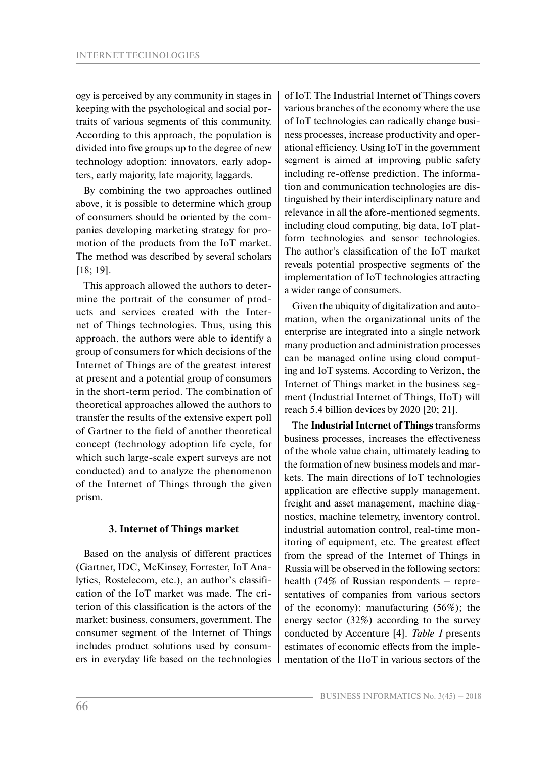ogy is perceived by any community in stages in keeping with the psychological and social portraits of various segments of this community. According to this approach, the population is divided into five groups up to the degree of new technology adoption: innovators, early adopters, early majority, late majority, laggards.

By combining the two approaches outlined above, it is possible to determine which group of consumers should be oriented by the companies developing marketing strategy for promotion of the products from the IoT market. The method was described by several scholars [18; 19].

This approach allowed the authors to determine the portrait of the consumer of products and services created with the Internet of Things technologies. Thus, using this approach, the authors were able to identify a group of consumers for which decisions of the Internet of Things are of the greatest interest at present and a potential group of consumers in the short-term period. The combination of theoretical approaches allowed the authors to transfer the results of the extensive expert poll of Gartner to the field of another theoretical concept (technology adoption life cycle, for which such large-scale expert surveys are not conducted) and to analyze the phenomenon of the Internet of Things through the given prism.

### 3. Internet of Things market

Based on the analysis of different practices (Gartner, IDC, McKinsey, Forrester, IoT Analytics, Rostelecom, etc.), an author's classification of the IoT market was made. The criterion of this classification is the actors of the market: business, consumers, government. The consumer segment of the Internet of Things includes product solutions used by consumers in everyday life based on the technologies of IoT. The Industrial Internet of Things covers various branches of the economy where the use of IoT technologies can radically change business processes, increase productivity and operational efficiency. Using IoT in the government segment is aimed at improving public safety including re-offense prediction. The information and communication technologies are distinguished by their interdisciplinary nature and relevance in all the afore-mentioned segments, including cloud computing, big data, IoT platform technologies and sensor technologies. The author's classification of the IoT market reveals potential prospective segments of the implementation of IoT technologies attracting a wider range of consumers.

Given the ubiquity of digitalization and automation, when the organizational units of the enterprise are integrated into a single network many production and administration processes can be managed online using cloud computing and IoT systems. According to Verizon, the Internet of Things market in the business segment (Industrial Internet of Things, IIoT) will reach 5.4 billion devices by 2020 [20; 21].

The **Industrial Internet of Things** transforms business processes, increases the effectiveness of the whole value chain, ultimately leading to the formation of new business models and markets. The main directions of IoT technologies application are effective supply management, freight and asset management, machine diagnostics, machine telemetry, inventory control, industrial automation control, real-time monitoring of equipment, etc. The greatest effect from the spread of the Internet of Things in Russia will be observed in the following sectors: health (74% of Russian respondents – representatives of companies from various sectors of the economy); manufacturing (56%); the energy sector (32%) according to the survey conducted by Accenture [4]. *Table 1* presents estimates of economic effects from the implementation of the IIoT in various sectors of the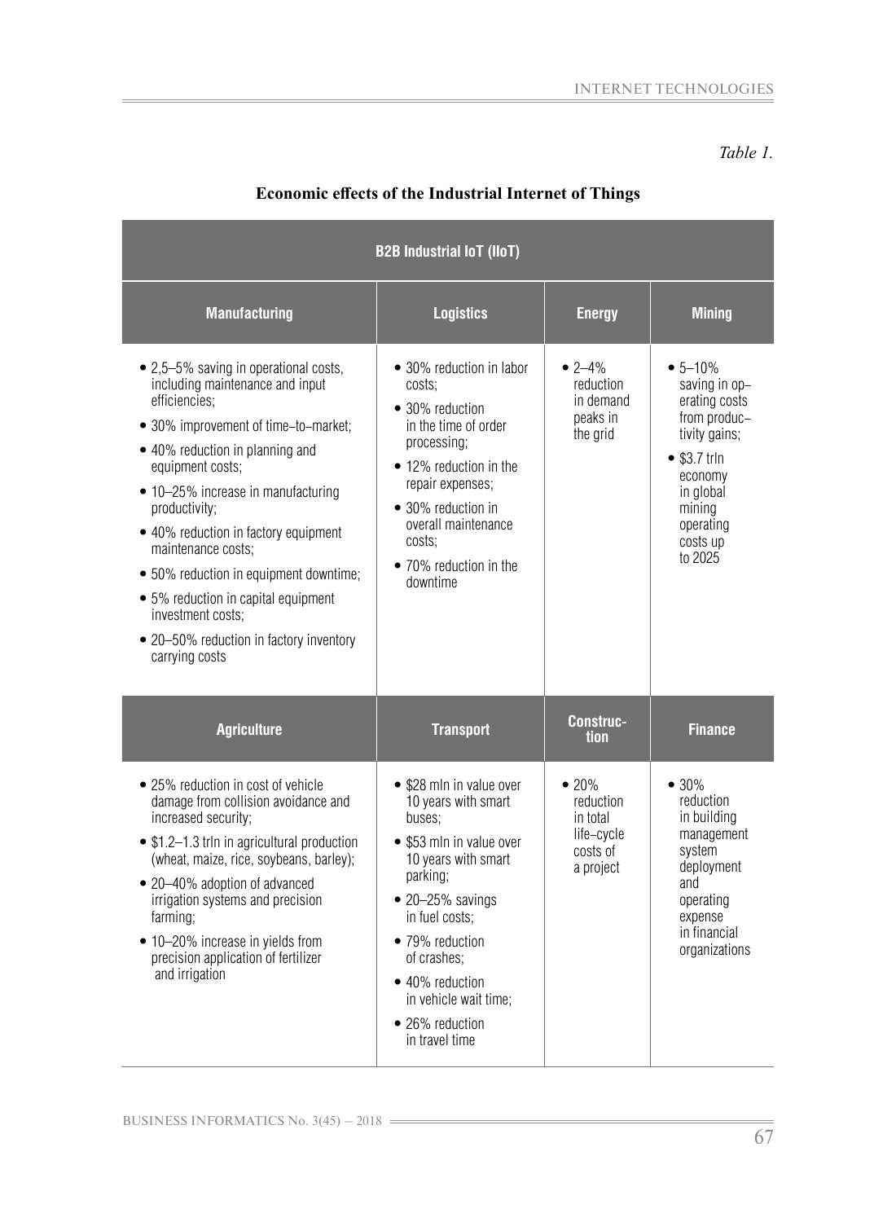*Table 1.*

**Economic effects of the Industrial Internet of Things**

| B2B Industrial IoT (IIoT) | | | |
|---|---|---|---|
| **Manufacturing** | **Logistics** | **Energy** | **Mining** |
| • 2,5–5% saving in operational costs, including maintenance and input efficiencies;<br>• 30% improvement of time–to–market;<br>• 40% reduction in planning and equipment costs;<br>• 10–25% increase in manufacturing productivity;<br>• 40% reduction in factory equipment maintenance costs;<br>• 50% reduction in equipment downtime;<br>• 5% reduction in capital equipment investment costs;<br>• 20–50% reduction in factory inventory carrying costs | • 30% reduction in labor costs;<br>• 30% reduction in the time of order processing;<br>• 12% reduction in the repair expenses;<br>• 30% reduction in overall maintenance costs;<br>• 70% reduction in the downtime | • 2–4% reduction in demand peaks in the grid | • 5–10% saving in operating costs from productivity gains;<br>• $3.7 trln economy in global mining operating costs up to 2025 |
| **Agriculture** | **Transport** | **Construction** | **Finance** |
| • 25% reduction in cost of vehicle damage from collision avoidance and increased security;<br>• $1.2–1.3 trln in agricultural production (wheat, maize, rice, soybeans, barley);<br>• 20–40% adoption of advanced irrigation systems and precision farming;<br>• 10–20% increase in yields from precision application of fertilizer and irrigation | • $28 mln in value over 10 years with smart buses;<br>• $53 mln in value over 10 years with smart parking;<br>• 20–25% savings in fuel costs;<br>• 79% reduction of crashes;<br>• 40% reduction in vehicle wait time;<br>• 26% reduction in travel time | • 20% reduction in total life-cycle costs of a project | • 30% reduction in building management system deployment and operating expense in financial organizations |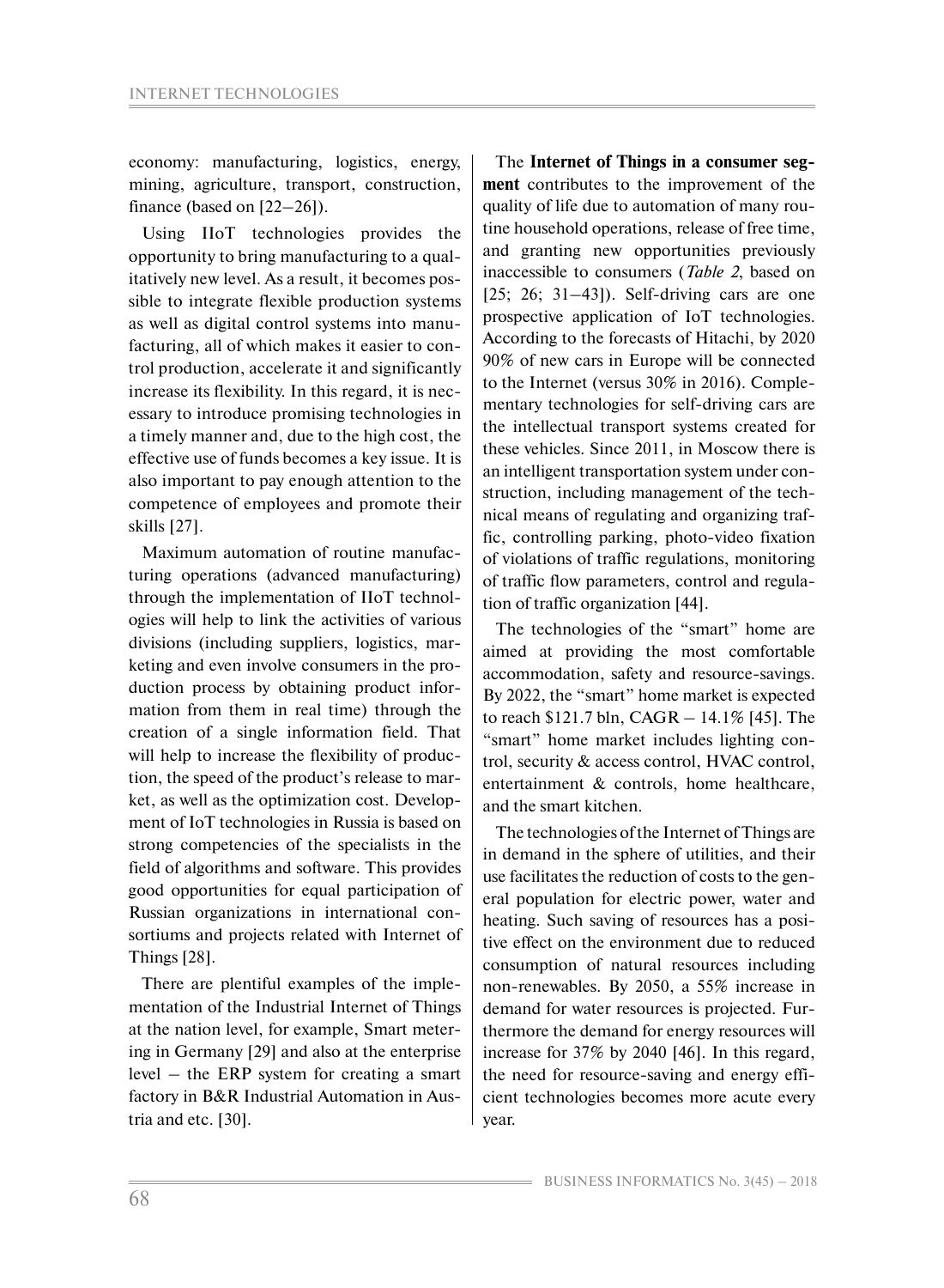economy: manufacturing, logistics, energy, mining, agriculture, transport, construction, finance (based on [22–26]).

Using IIoT technologies provides the opportunity to bring manufacturing to a qualitatively new level. As a result, it becomes possible to integrate flexible production systems as well as digital control systems into manufacturing, all of which makes it easier to control production, accelerate it and significantly increase its flexibility. In this regard, it is necessary to introduce promising technologies in a timely manner and, due to the high cost, the effective use of funds becomes a key issue. It is also important to pay enough attention to the competence of employees and promote their skills [27].

Maximum automation of routine manufacturing operations (advanced manufacturing) through the implementation of IIoT technologies will help to link the activities of various divisions (including suppliers, logistics, marketing and even involve consumers in the production process by obtaining product information from them in real time) through the creation of a single information field. That will help to increase the flexibility of production, the speed of the product's release to market, as well as the optimization cost. Development of IoT technologies in Russia is based on strong competencies of the specialists in the field of algorithms and software. This provides good opportunities for equal participation of Russian organizations in international consortiums and projects related with Internet of Things [28].

There are plentiful examples of the implementation of the Industrial Internet of Things at the nation level, for example, Smart metering in Germany [29] and also at the enterprise level – the ERP system for creating a smart factory in B&R Industrial Automation in Austria and etc. [30].

The **Internet of Things in a consumer segment** contributes to the improvement of the quality of life due to automation of many routine household operations, release of free time, and granting new opportunities previously inaccessible to consumers (*Table 2*, based on [25; 26; 31–43]). Self-driving cars are one prospective application of IoT technologies. According to the forecasts of Hitachi, by 2020 90% of new cars in Europe will be connected to the Internet (versus 30% in 2016). Complementary technologies for self-driving cars are the intellectual transport systems created for these vehicles. Since 2011, in Moscow there is an intelligent transportation system under construction, including management of the technical means of regulating and organizing traffic, controlling parking, photo-video fixation of violations of traffic regulations, monitoring of traffic flow parameters, control and regulation of traffic organization [44].

The technologies of the "smart" home are aimed at providing the most comfortable accommodation, safety and resource-savings. By 2022, the "smart" home market is expected to reach $121.7 bln, CAGR – 14.1% [45]. The "smart" home market includes lighting control, security & access control, HVAC control, entertainment & controls, home healthcare, and the smart kitchen.

The technologies of the Internet of Things are in demand in the sphere of utilities, and their use facilitates the reduction of costs to the general population for electric power, water and heating. Such saving of resources has a positive effect on the environment due to reduced consumption of natural resources including non-renewables. By 2050, a 55% increase in demand for water resources is projected. Furthermore the demand for energy resources will increase for 37% by 2040 [46]. In this regard, the need for resource-saving and energy efficient technologies becomes more acute every year.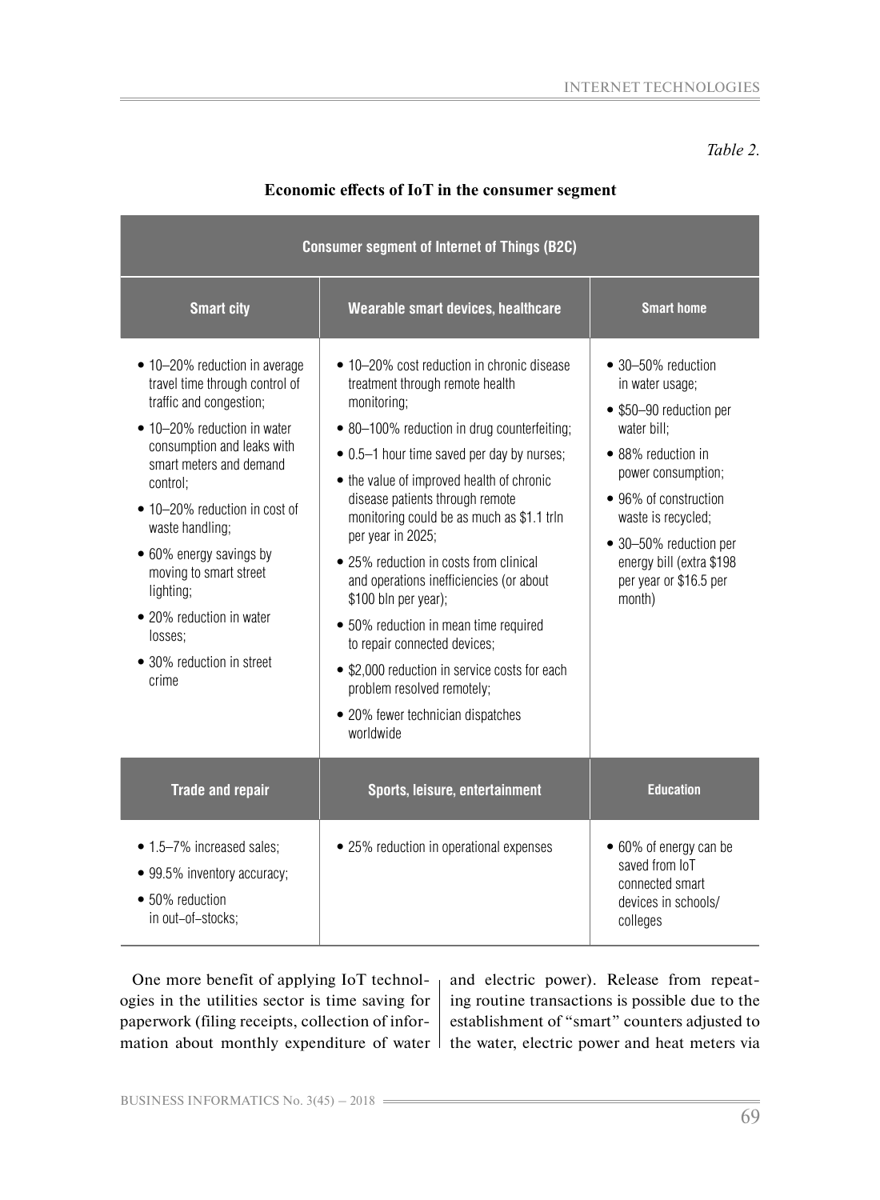*Table 2.*

**Economic effects of IoT in the consumer segment**

| Consumer segment of Internet of Things (B2C) | | |
|---|---|---|
| **Smart city** | **Wearable smart devices, healthcare** | **Smart home** |
| • 10–20% reduction in average travel time through control of traffic and congestion;<br>• 10–20% reduction in water consumption and leaks with smart meters and demand control;<br>• 10–20% reduction in cost of waste handling;<br>• 60% energy savings by moving to smart street lighting;<br>• 20% reduction in water losses;<br>• 30% reduction in street crime | • 10–20% cost reduction in chronic disease treatment through remote health monitoring;<br>• 80–100% reduction in drug counterfeiting;<br>• 0.5–1 hour time saved per day by nurses;<br>• the value of improved health of chronic disease patients through remote monitoring could be as much as $1.1 trln per year in 2025;<br>• 25% reduction in costs from clinical and operations inefficiencies (or about $100 bln per year);<br>• 50% reduction in mean time required to repair connected devices;<br>• $2,000 reduction in service costs for each problem resolved remotely;<br>• 20% fewer technician dispatches worldwide | • 30–50% reduction in water usage;<br>• $50–90 reduction per water bill;<br>• 88% reduction in power consumption;<br>• 96% of construction waste is recycled;<br>• 30–50% reduction per energy bill (extra $198 per year or $16.5 per month) |
| **Trade and repair** | **Sports, leisure, entertainment** | **Education** |
| • 1.5–7% increased sales;<br>• 99.5% inventory accuracy;<br>• 50% reduction in out–of–stocks; | • 25% reduction in operational expenses | • 60% of energy can be saved from IoT connected smart devices in schools/colleges |

One more benefit of applying IoT technologies in the utilities sector is time saving for paperwork (filing receipts, collection of information about monthly expenditure of water and electric power). Release from repeating routine transactions is possible due to the establishment of "smart" counters adjusted to the water, electric power and heat meters via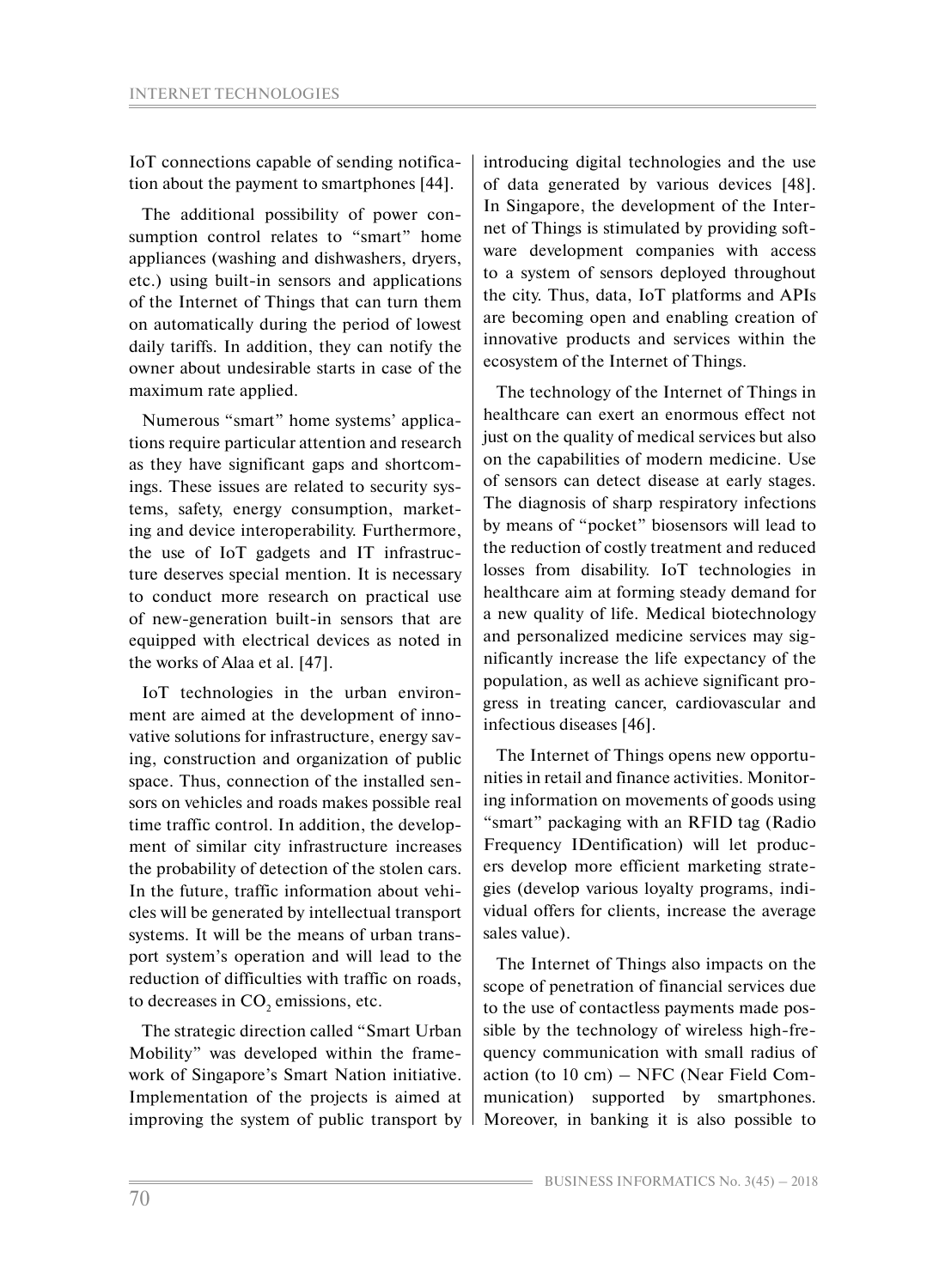IoT connections capable of sending notification about the payment to smartphones [44].

The additional possibility of power consumption control relates to "smart" home appliances (washing and dishwashers, dryers, etc.) using built-in sensors and applications of the Internet of Things that can turn them on automatically during the period of lowest daily tariffs. In addition, they can notify the owner about undesirable starts in case of the maximum rate applied.

Numerous "smart" home systems' applications require particular attention and research as they have significant gaps and shortcomings. These issues are related to security systems, safety, energy consumption, marketing and device interoperability. Furthermore, the use of IoT gadgets and IT infrastructure deserves special mention. It is necessary to conduct more research on practical use of new-generation built-in sensors that are equipped with electrical devices as noted in the works of Alaa et al. [47].

IoT technologies in the urban environment are aimed at the development of innovative solutions for infrastructure, energy saving, construction and organization of public space. Thus, connection of the installed sensors on vehicles and roads makes possible real time traffic control. In addition, the development of similar city infrastructure increases the probability of detection of the stolen cars. In the future, traffic information about vehicles will be generated by intellectual transport systems. It will be the means of urban transport system's operation and will lead to the reduction of difficulties with traffic on roads, to decreases in $CO_2$ emissions, etc.

The strategic direction called "Smart Urban Mobility" was developed within the framework of Singapore's Smart Nation initiative. Implementation of the projects is aimed at improving the system of public transport by introducing digital technologies and the use of data generated by various devices [48]. In Singapore, the development of the Internet of Things is stimulated by providing software development companies with access to a system of sensors deployed throughout the city. Thus, data, IoT platforms and APIs are becoming open and enabling creation of innovative products and services within the ecosystem of the Internet of Things.

The technology of the Internet of Things in healthcare can exert an enormous effect not just on the quality of medical services but also on the capabilities of modern medicine. Use of sensors can detect disease at early stages. The diagnosis of sharp respiratory infections by means of "pocket" biosensors will lead to the reduction of costly treatment and reduced losses from disability. IoT technologies in healthcare aim at forming steady demand for a new quality of life. Medical biotechnology and personalized medicine services may significantly increase the life expectancy of the population, as well as achieve significant progress in treating cancer, cardiovascular and infectious diseases [46].

The Internet of Things opens new opportunities in retail and finance activities. Monitoring information on movements of goods using "smart" packaging with an RFID tag (Radio Frequency IDentification) will let producers develop more efficient marketing strategies (develop various loyalty programs, individual offers for clients, increase the average sales value).

The Internet of Things also impacts on the scope of penetration of financial services due to the use of contactless payments made possible by the technology of wireless high-frequency communication with small radius of action (to 10 cm) – NFC (Near Field Communication) supported by smartphones. Moreover, in banking it is also possible to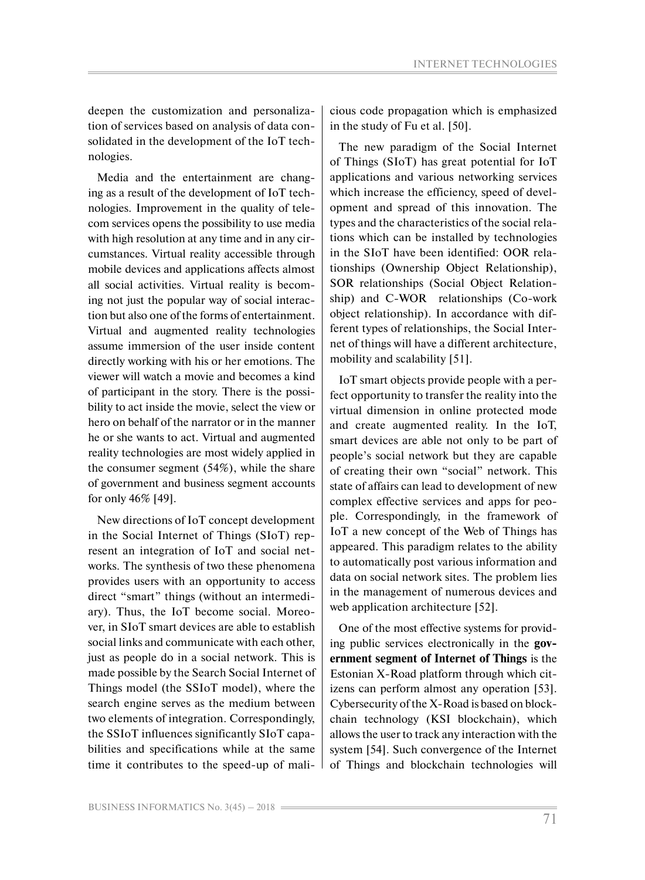deepen the customization and personalization of services based on analysis of data consolidated in the development of the IoT technologies.

Media and the entertainment are changing as a result of the development of IoT technologies. Improvement in the quality of telecom services opens the possibility to use media with high resolution at any time and in any circumstances. Virtual reality accessible through mobile devices and applications affects almost all social activities. Virtual reality is becoming not just the popular way of social interaction but also one of the forms of entertainment. Virtual and augmented reality technologies assume immersion of the user inside content directly working with his or her emotions. The viewer will watch a movie and becomes a kind of participant in the story. There is the possibility to act inside the movie, select the view or hero on behalf of the narrator or in the manner he or she wants to act. Virtual and augmented reality technologies are most widely applied in the consumer segment (54%), while the share of government and business segment accounts for only 46% [49].

New directions of IoT concept development in the Social Internet of Things (SIoT) represent an integration of IoT and social networks. The synthesis of two these phenomena provides users with an opportunity to access direct "smart" things (without an intermediary). Thus, the IoT become social. Moreover, in SIoT smart devices are able to establish social links and communicate with each other, just as people do in a social network. This is made possible by the Search Social Internet of Things model (the SSIoT model), where the search engine serves as the medium between two elements of integration. Correspondingly, the SSIoT influences significantly SIoT capabilities and specifications while at the same time it contributes to the speed-up of malicious code propagation which is emphasized in the study of Fu et al. [50].

The new paradigm of the Social Internet of Things (SIoT) has great potential for IoT applications and various networking services which increase the efficiency, speed of development and spread of this innovation. The types and the characteristics of the social relations which can be installed by technologies in the SIoT have been identified: OOR relationships (Ownership Object Relationship), SOR relationships (Social Object Relationship) and C-WOR relationships (Co-work object relationship). In accordance with different types of relationships, the Social Internet of things will have a different architecture, mobility and scalability [51].

IoT smart objects provide people with a perfect opportunity to transfer the reality into the virtual dimension in online protected mode and create augmented reality. In the IoT, smart devices are able not only to be part of people's social network but they are capable of creating their own "social" network. This state of affairs can lead to development of new complex effective services and apps for people. Correspondingly, in the framework of IoT a new concept of the Web of Things has appeared. This paradigm relates to the ability to automatically post various information and data on social network sites. The problem lies in the management of numerous devices and web application architecture [52].

One of the most effective systems for providing public services electronically in the **government segment of Internet of Things** is the Estonian X-Road platform through which citizens can perform almost any operation [53]. Cybersecurity of the X-Road is based on blockchain technology (KSI blockchain), which allows the user to track any interaction with the system [54]. Such convergence of the Internet of Things and blockchain technologies will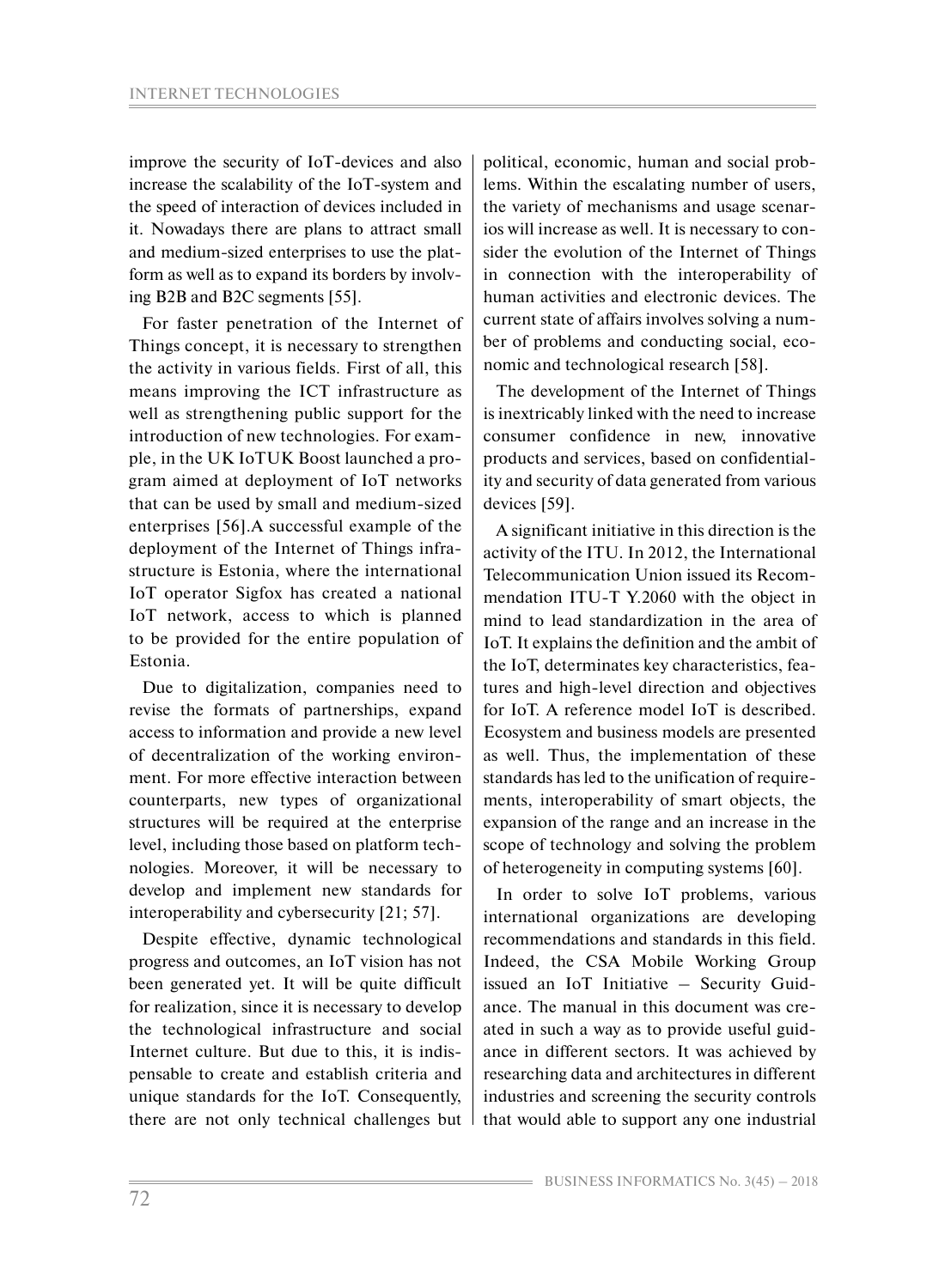improve the security of IoT-devices and also increase the scalability of the IoT-system and the speed of interaction of devices included in it. Nowadays there are plans to attract small and medium-sized enterprises to use the platform as well as to expand its borders by involving B2B and B2C segments [55].

For faster penetration of the Internet of Things concept, it is necessary to strengthen the activity in various fields. First of all, this means improving the ICT infrastructure as well as strengthening public support for the introduction of new technologies. For example, in the UK IoTUK Boost launched a program aimed at deployment of IoT networks that can be used by small and medium-sized enterprises [56].A successful example of the deployment of the Internet of Things infrastructure is Estonia, where the international IoT operator Sigfox has created a national IoT network, access to which is planned to be provided for the entire population of Estonia.

Due to digitalization, companies need to revise the formats of partnerships, expand access to information and provide a new level of decentralization of the working environment. For more effective interaction between counterparts, new types of organizational structures will be required at the enterprise level, including those based on platform technologies. Moreover, it will be necessary to develop and implement new standards for interoperability and cybersecurity [21; 57].

Despite effective, dynamic technological progress and outcomes, an IoT vision has not been generated yet. It will be quite difficult for realization, since it is necessary to develop the technological infrastructure and social Internet culture. But due to this, it is indispensable to create and establish criteria and unique standards for the IoT. Consequently, there are not only technical challenges but political, economic, human and social problems. Within the escalating number of users, the variety of mechanisms and usage scenarios will increase as well. It is necessary to consider the evolution of the Internet of Things in connection with the interoperability of human activities and electronic devices. The current state of affairs involves solving a number of problems and conducting social, economic and technological research [58].

The development of the Internet of Things is inextricably linked with the need to increase consumer confidence in new, innovative products and services, based on confidentiality and security of data generated from various devices [59].

A significant initiative in this direction is the activity of the ITU. In 2012, the International Telecommunication Union issued its Recommendation ITU-T Y.2060 with the object in mind to lead standardization in the area of IoT. It explains the definition and the ambit of the IoT, determinates key characteristics, features and high-level direction and objectives for IoT. A reference model IoT is described. Ecosystem and business models are presented as well. Thus, the implementation of these standards has led to the unification of requirements, interoperability of smart objects, the expansion of the range and an increase in the scope of technology and solving the problem of heterogeneity in computing systems [60].

In order to solve IoT problems, various international organizations are developing recommendations and standards in this field. Indeed, the CSA Mobile Working Group issued an IoT Initiative – Security Guidance. The manual in this document was created in such a way as to provide useful guidance in different sectors. It was achieved by researching data and architectures in different industries and screening the security controls that would able to support any one industrial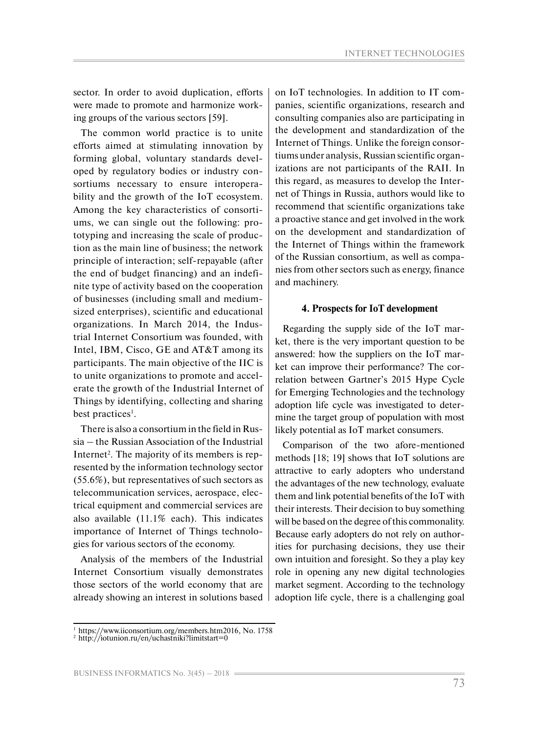sector. In order to avoid duplication, efforts were made to promote and harmonize working groups of the various sectors [59].

The common world practice is to unite efforts aimed at stimulating innovation by forming global, voluntary standards developed by regulatory bodies or industry consortiums necessary to ensure interoperability and the growth of the IoT ecosystem. Among the key characteristics of consortiums, we can single out the following: prototyping and increasing the scale of production as the main line of business; the network principle of interaction; self-repayable (after the end of budget financing) and an indefinite type of activity based on the cooperation of businesses (including small and medium-sized enterprises), scientific and educational organizations. In March 2014, the Industrial Internet Consortium was founded, with Intel, IBM, Cisco, GE and AT&T among its participants. The main objective of the IIC is to unite organizations to promote and accelerate the growth of the Industrial Internet of Things by identifying, collecting and sharing best practices[1].

There is also a consortium in the field in Russia – the Russian Association of the Industrial Internet[2]. The majority of its members is represented by the information technology sector (55.6%), but representatives of such sectors as telecommunication services, aerospace, electrical equipment and commercial services are also available (11.1% each). This indicates importance of Internet of Things technologies for various sectors of the economy.

Analysis of the members of the Industrial Internet Consortium visually demonstrates those sectors of the world economy that are already showing an interest in solutions based on IoT technologies. In addition to IT companies, scientific organizations, research and consulting companies also are participating in the development and standardization of the Internet of Things. Unlike the foreign consortiums under analysis, Russian scientific organizations are not participants of the RAII. In this regard, as measures to develop the Internet of Things in Russia, authors would like to recommend that scientific organizations take a proactive stance and get involved in the work on the development and standardization of the Internet of Things within the framework of the Russian consortium, as well as companies from other sectors such as energy, finance and machinery.

## 4. Prospects for IoT development

Regarding the supply side of the IoT market, there is the very important question to be answered: how the suppliers on the IoT market can improve their performance? The correlation between Gartner's 2015 Hype Cycle for Emerging Technologies and the technology adoption life cycle was investigated to determine the target group of population with most likely potential as IoT market consumers.

Comparison of the two afore-mentioned methods [18; 19] shows that IoT solutions are attractive to early adopters who understand the advantages of the new technology, evaluate them and link potential benefits of the IoT with their interests. Their decision to buy something will be based on the degree of this commonality. Because early adopters do not rely on authorities for purchasing decisions, they use their own intuition and foresight. So they a play key role in opening any new digital technologies market segment. According to the technology adoption life cycle, there is a challenging goal

---

[1] https://www.iiconsortium.org/members.htm2016, No. 1758

[2] http://iotunion.ru/en/uchastniki?limitstart=0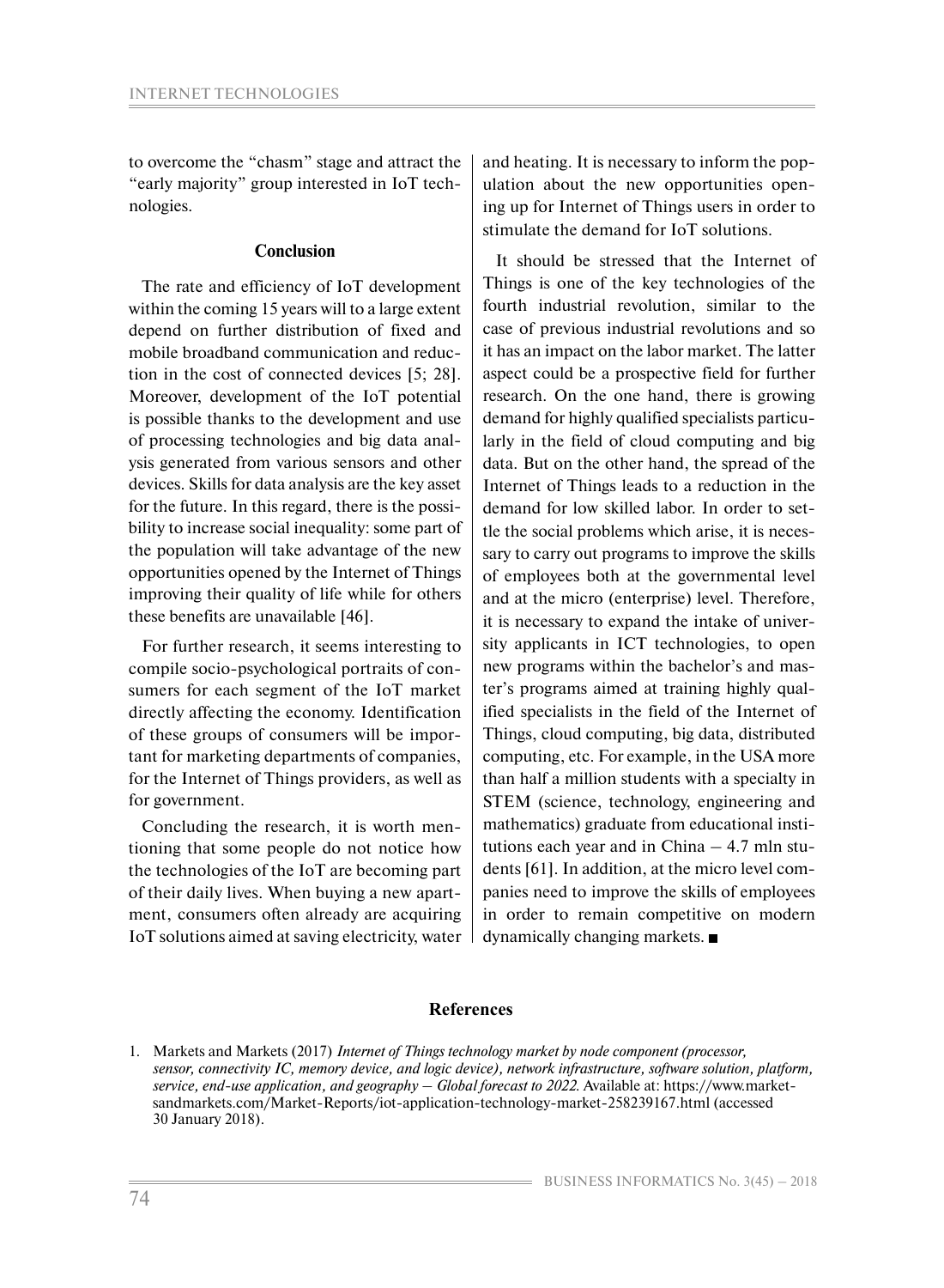to overcome the "chasm" stage and attract the "early majority" group interested in IoT technologies.

## Conclusion

The rate and efficiency of IoT development within the coming 15 years will to a large extent depend on further distribution of fixed and mobile broadband communication and reduction in the cost of connected devices [5; 28]. Moreover, development of the IoT potential is possible thanks to the development and use of processing technologies and big data analysis generated from various sensors and other devices. Skills for data analysis are the key asset for the future. In this regard, there is the possibility to increase social inequality: some part of the population will take advantage of the new opportunities opened by the Internet of Things improving their quality of life while for others these benefits are unavailable [46].

For further research, it seems interesting to compile socio-psychological portraits of consumers for each segment of the IoT market directly affecting the economy. Identification of these groups of consumers will be important for marketing departments of companies, for the Internet of Things providers, as well as for government.

Concluding the research, it is worth mentioning that some people do not notice how the technologies of the IoT are becoming part of their daily lives. When buying a new apartment, consumers often already are acquiring IoT solutions aimed at saving electricity, water and heating. It is necessary to inform the population about the new opportunities opening up for Internet of Things users in order to stimulate the demand for IoT solutions.

It should be stressed that the Internet of Things is one of the key technologies of the fourth industrial revolution, similar to the case of previous industrial revolutions and so it has an impact on the labor market. The latter aspect could be a prospective field for further research. On the one hand, there is growing demand for highly qualified specialists particularly in the field of cloud computing and big data. But on the other hand, the spread of the Internet of Things leads to a reduction in the demand for low skilled labor. In order to settle the social problems which arise, it is necessary to carry out programs to improve the skills of employees both at the governmental level and at the micro (enterprise) level. Therefore, it is necessary to expand the intake of university applicants in ICT technologies, to open new programs within the bachelor's and master's programs aimed at training highly qualified specialists in the field of the Internet of Things, cloud computing, big data, distributed computing, etc. For example, in the USA more than half a million students with a specialty in STEM (science, technology, engineering and mathematics) graduate from educational institutions each year and in China – 4.7 mln students [61]. In addition, at the micro level companies need to improve the skills of employees in order to remain competitive on modern dynamically changing markets. ■

## References

1. Markets and Markets (2017) *Internet of Things technology market by node component (processor, sensor, connectivity IC, memory device, and logic device), network infrastructure, software solution, platform, service, end-use application, and geography – Global forecast to 2022.* Available at: https://www.marketsandmarkets.com/Market-Reports/iot-application-technology-market-258239167.html (accessed 30 January 2018).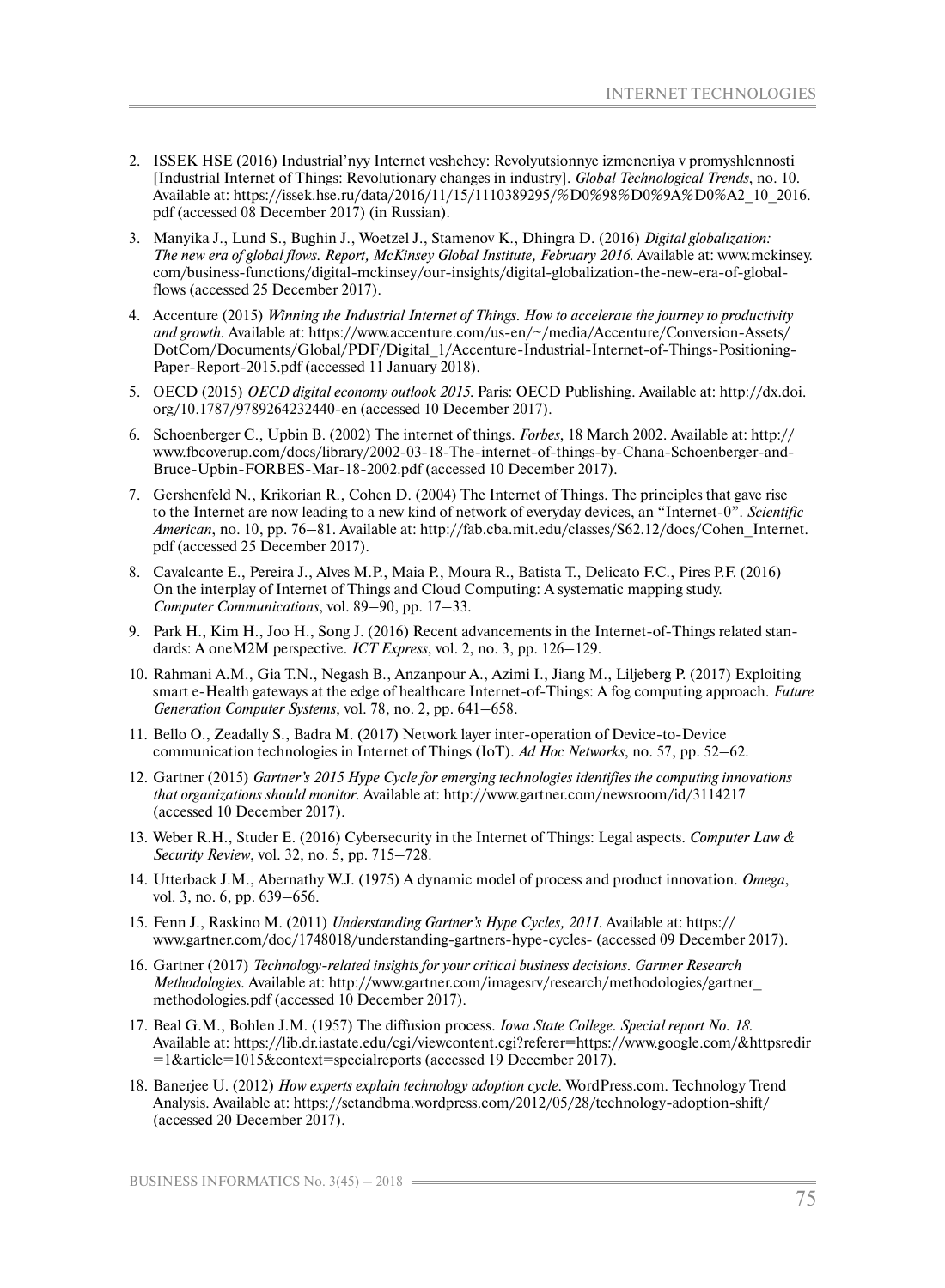2. ISSEK HSE (2016) Industrial'nyy Internet veshchey: Revolyutsionnye izmeneniya v promyshlennosti [Industrial Internet of Things: Revolutionary changes in industry]. *Global Technological Trends*, no. 10. Available at: https://issek.hse.ru/data/2016/11/15/1110389295/%D0%98%D0%9A%D0%A2_10_2016.pdf (accessed 08 December 2017) (in Russian).

3. Manyika J., Lund S., Bughin J., Woetzel J., Stamenov K., Dhingra D. (2016) *Digital globalization: The new era of global flows. Report, McKinsey Global Institute, February 2016.* Available at: www.mckinsey.com/business-functions/digital-mckinsey/our-insights/digital-globalization-the-new-era-of-global-flows (accessed 25 December 2017).

4. Accenture (2015) *Winning the Industrial Internet of Things. How to accelerate the journey to productivity and growth.* Available at: https://www.accenture.com/us-en/~/media/Accenture/Conversion-Assets/DotCom/Documents/Global/PDF/Digital_1/Accenture-Industrial-Internet-of-Things-Positioning-Paper-Report-2015.pdf (accessed 11 January 2018).

5. OECD (2015) *OECD digital economy outlook 2015.* Paris: OECD Publishing. Available at: http://dx.doi.org/10.1787/9789264232440-en (accessed 10 December 2017).

6. Schoenberger C., Upbin B. (2002) The internet of things. *Forbes*, 18 March 2002. Available at: http://www.fbcoverup.com/docs/library/2002-03-18-The-internet-of-things-by-Chana-Schoenberger-and-Bruce-Upbin-FORBES-Mar-18-2002.pdf (accessed 10 December 2017).

7. Gershenfeld N., Krikorian R., Cohen D. (2004) The Internet of Things. The principles that gave rise to the Internet are now leading to a new kind of network of everyday devices, an "Internet-0". *Scientific American*, no. 10, pp. 76–81. Available at: http://fab.cba.mit.edu/classes/S62.12/docs/Cohen_Internet.pdf (accessed 25 December 2017).

8. Cavalcante E., Pereira J., Alves M.P., Maia P., Moura R., Batista T., Delicato F.C., Pires P.F. (2016) On the interplay of Internet of Things and Cloud Computing: A systematic mapping study. *Computer Communications*, vol. 89–90, pp. 17–33.

9. Park H., Kim H., Joo H., Song J. (2016) Recent advancements in the Internet-of-Things related standards: A oneM2M perspective. *ICT Express*, vol. 2, no. 3, pp. 126–129.

10. Rahmani A.M., Gia T.N., Negash B., Anzanpour A., Azimi I., Jiang M., Liljeberg P. (2017) Exploiting smart e-Health gateways at the edge of healthcare Internet-of-Things: A fog computing approach. *Future Generation Computer Systems*, vol. 78, no. 2, pp. 641–658.

11. Bello O., Zeadally S., Badra M. (2017) Network layer inter-operation of Device-to-Device communication technologies in Internet of Things (IoT). *Ad Hoc Networks*, no. 57, pp. 52–62.

12. Gartner (2015) *Gartner's 2015 Hype Cycle for emerging technologies identifies the computing innovations that organizations should monitor.* Available at: http://www.gartner.com/newsroom/id/3114217 (accessed 10 December 2017).

13. Weber R.H., Studer E. (2016) Cybersecurity in the Internet of Things: Legal aspects. *Computer Law & Security Review*, vol. 32, no. 5, pp. 715–728.

14. Utterback J.M., Abernathy W.J. (1975) A dynamic model of process and product innovation. *Omega*, vol. 3, no. 6, pp. 639–656.

15. Fenn J., Raskino M. (2011) *Understanding Gartner's Hype Cycles, 2011.* Available at: https://www.gartner.com/doc/1748018/understanding-gartners-hype-cycles- (accessed 09 December 2017).

16. Gartner (2017) *Technology-related insights for your critical business decisions. Gartner Research Methodologies.* Available at: http://www.gartner.com/imagesrv/research/methodologies/gartner_methodologies.pdf (accessed 10 December 2017).

17. Beal G.M., Bohlen J.M. (1957) The diffusion process. *Iowa State College. Special report No. 18.* Available at: https://lib.dr.iastate.edu/cgi/viewcontent.cgi?referer=https://www.google.com/&httpsredir=1&article=1015&context=specialreports (accessed 19 December 2017).

18. Banerjee U. (2012) *How experts explain technology adoption cycle.* WordPress.com. Technology Trend Analysis. Available at: https://setandbma.wordpress.com/2012/05/28/technology-adoption-shift/ (accessed 20 December 2017).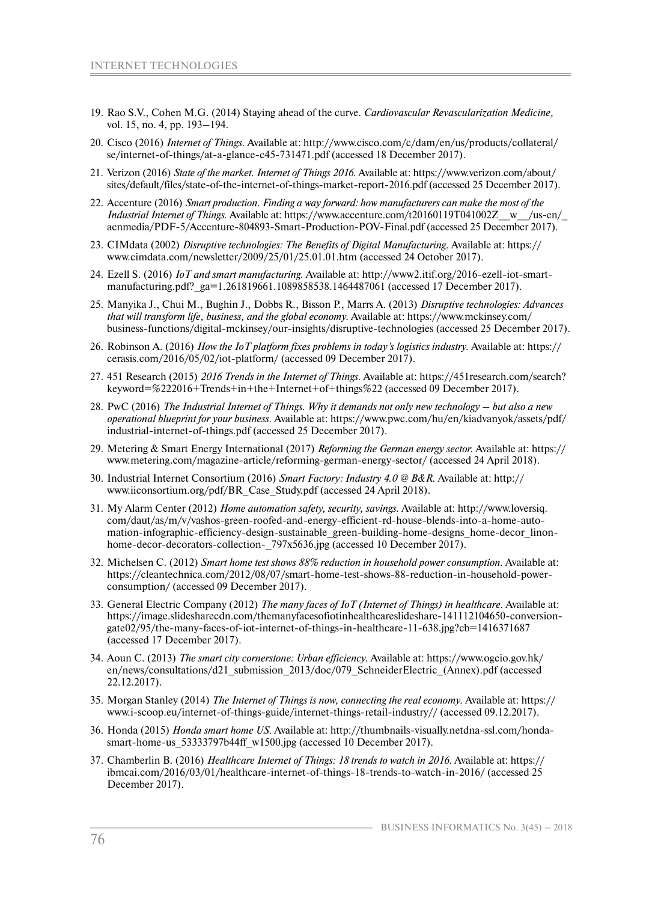19. Rao S.V., Cohen M.G. (2014) Staying ahead of the curve. *Cardiovascular Revascularization Medicine,* vol. 15, no. 4, pp. 193–194.

20. Cisco (2016) *Internet of Things.* Available at: http://www.cisco.com/c/dam/en/us/products/collateral/se/internet-of-things/at-a-glance-c45-731471.pdf (accessed 18 December 2017).

21. Verizon (2016) *State of the market. Internet of Things 2016.* Available at: https://www.verizon.com/about/sites/default/files/state-of-the-internet-of-things-market-report-2016.pdf (accessed 25 December 2017).

22. Accenture (2016) *Smart production. Finding a way forward: how manufacturers can make the most of the Industrial Internet of Things.* Available at: https://www.accenture.com/t20160119T041002Z__w__/us-en/_acnmedia/PDF-5/Accenture-804893-Smart-Production-POV-Final.pdf (accessed 25 December 2017).

23. CIMdata (2002) *Disruptive technologies: The Benefits of Digital Manufacturing.* Available at: https://www.cimdata.com/newsletter/2009/25/01/25.01.01.htm (accessed 24 October 2017).

24. Ezell S. (2016) *IoT and smart manufacturing.* Available at: http://www2.itif.org/2016-ezell-iot-smart-manufacturing.pdf?_ga=1.261819661.1089858538.1464487061 (accessed 17 December 2017).

25. Manyika J., Chui M., Bughin J., Dobbs R., Bisson P., Marrs A. (2013) *Disruptive technologies: Advances that will transform life, business, and the global economy.* Available at: https://www.mckinsey.com/business-functions/digital-mckinsey/our-insights/disruptive-technologies (accessed 25 December 2017).

26. Robinson A. (2016) *How the IoT platform fixes problems in today's logistics industry.* Available at: https://cerasis.com/2016/05/02/iot-platform/ (accessed 09 December 2017).

27. 451 Research (2015) *2016 Trends in the Internet of Things.* Available at: https://451research.com/search?keyword=%222016+Trends+in+the+Internet+of+things%22 (accessed 09 December 2017).

28. PwC (2016) *The Industrial Internet of Things. Why it demands not only new technology – but also a new operational blueprint for your business.* Available at: https://www.pwc.com/hu/en/kiadvanyok/assets/pdf/industrial-internet-of-things.pdf (accessed 25 December 2017).

29. Metering & Smart Energy International (2017) *Reforming the German energy sector.* Available at: https://www.metering.com/magazine-article/reforming-german-energy-sector/ (accessed 24 April 2018).

30. Industrial Internet Consortium (2016) *Smart Factory: Industry 4.0 @ B&R.* Available at: http://www.iiconsortium.org/pdf/BR_Case_Study.pdf (accessed 24 April 2018).

31. My Alarm Center (2012) *Home automation safety, security, savings.* Available at: http://www.loversiq.com/daut/as/m/v/vashos-green-roofed-and-energy-efficient-rd-house-blends-into-a-home-automation-infographic-efficiency-design-sustainable_green-building-home-designs_home-decor_linon-home-decor-decorators-collection-_797x5636.jpg (accessed 10 December 2017).

32. Michelsen C. (2012) *Smart home test shows 88% reduction in household power consumption.* Available at: https://cleantechnica.com/2012/08/07/smart-home-test-shows-88-reduction-in-household-power-consumption/ (accessed 09 December 2017).

33. General Electric Company (2012) *The many faces of IoT (Internet of Things) in healthcare.* Available at: https://image.slidesharecdn.com/themanyfacesofiotinhealthcareslideshare-141112104650-conversion-gate02/95/the-many-faces-of-iot-internet-of-things-in-healthcare-11-638.jpg?cb=1416371687 (accessed 17 December 2017).

34. Aoun C. (2013) *The smart city cornerstone: Urban efficiency.* Available at: https://www.ogcio.gov.hk/en/news/consultations/d21_submission_2013/doc/079_SchneiderElectric_(Annex).pdf (accessed 22.12.2017).

35. Morgan Stanley (2014) *The Internet of Things is now, connecting the real economy.* Available at: https://www.i-scoop.eu/internet-of-things-guide/internet-things-retail-industry// (accessed 09.12.2017).

36. Honda (2015) *Honda smart home US.* Available at: http://thumbnails-visually.netdna-ssl.com/honda-smart-home-us_53333797b44ff_w1500.jpg (accessed 10 December 2017).

37. Chamberlin B. (2016) *Healthcare Internet of Things: 18 trends to watch in 2016.* Available at: https://ibmcai.com/2016/03/01/healthcare-internet-of-things-18-trends-to-watch-in-2016/ (accessed 25 December 2017).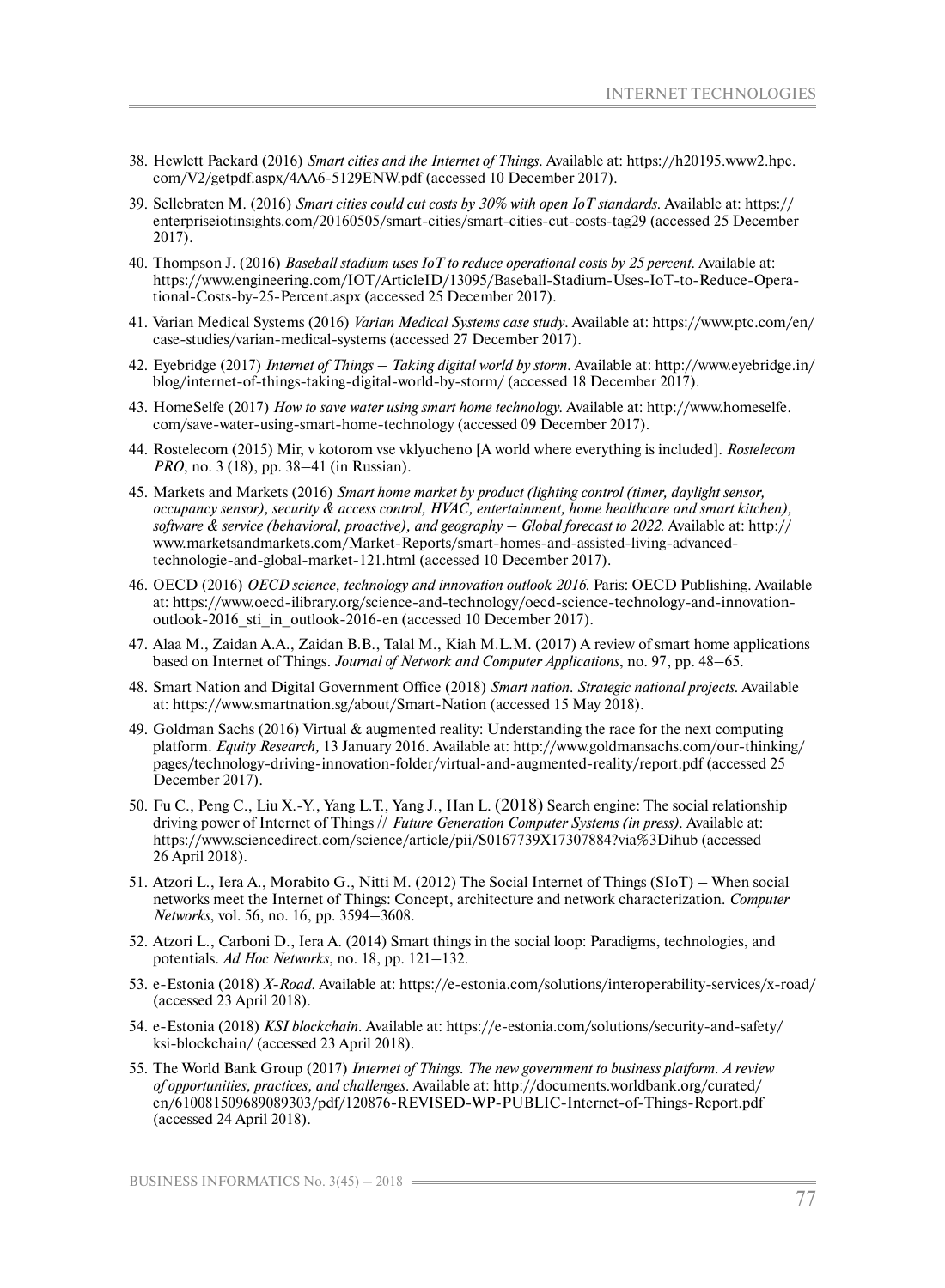38. Hewlett Packard (2016) *Smart cities and the Internet of Things*. Available at: https://h20195.www2.hpe.com/V2/getpdf.aspx/4AA6-5129ENW.pdf (accessed 10 December 2017).
39. Sellebraten M. (2016) *Smart cities could cut costs by 30% with open IoT standards*. Available at: https://enterpriseiotinsights.com/20160505/smart-cities/smart-cities-cut-costs-tag29 (accessed 25 December 2017).
40. Thompson J. (2016) *Baseball stadium uses IoT to reduce operational costs by 25 percent*. Available at: https://www.engineering.com/IOT/ArticleID/13095/Baseball-Stadium-Uses-IoT-to-Reduce-Operational-Costs-by-25-Percent.aspx (accessed 25 December 2017).
41. Varian Medical Systems (2016) *Varian Medical Systems case study*. Available at: https://www.ptc.com/en/case-studies/varian-medical-systems (accessed 27 December 2017).
42. Eyebridge (2017) *Internet of Things – Taking digital world by storm*. Available at: http://www.eyebridge.in/blog/internet-of-things-taking-digital-world-by-storm/ (accessed 18 December 2017).
43. HomeSelfe (2017) *How to save water using smart home technology*. Available at: http://www.homeselfe.com/save-water-using-smart-home-technology (accessed 09 December 2017).
44. Rostelecom (2015) Mir, v kotorom vse vklyucheno [A world where everything is included]. *Rostelecom PRO*, no. 3 (18), pp. 38–41 (in Russian).
45. Markets and Markets (2016) *Smart home market by product (lighting control (timer, daylight sensor, occupancy sensor), security & access control, HVAC, entertainment, home healthcare and smart kitchen), software & service (behavioral, proactive), and geography – Global forecast to 2022*. Available at: http://www.marketsandmarkets.com/Market-Reports/smart-homes-and-assisted-living-advanced-technologie-and-global-market-121.html (accessed 10 December 2017).
46. OECD (2016) *OECD science, technology and innovation outlook 2016*. Paris: OECD Publishing. Available at: https://www.oecd-ilibrary.org/science-and-technology/oecd-science-technology-and-innovation-outlook-2016_sti_in_outlook-2016-en (accessed 10 December 2017).
47. Alaa M., Zaidan A.A., Zaidan B.B., Talal M., Kiah M.L.M. (2017) A review of smart home applications based on Internet of Things. *Journal of Network and Computer Applications*, no. 97, pp. 48–65.
48. Smart Nation and Digital Government Office (2018) *Smart nation. Strategic national projects*. Available at: https://www.smartnation.sg/about/Smart-Nation (accessed 15 May 2018).
49. Goldman Sachs (2016) Virtual & augmented reality: Understanding the race for the next computing platform. *Equity Research,* 13 January 2016. Available at: http://www.goldmansachs.com/our-thinking/pages/technology-driving-innovation-folder/virtual-and-augmented-reality/report.pdf (accessed 25 December 2017).
50. Fu C., Peng C., Liu X.-Y., Yang L.T., Yang J., Han L. (2018) Search engine: The social relationship driving power of Internet of Things // *Future Generation Computer Systems (in press)*. Available at: https://www.sciencedirect.com/science/article/pii/S0167739X17307884?via%3Dihub (accessed 26 April 2018).
51. Atzori L., Iera A., Morabito G., Nitti M. (2012) The Social Internet of Things (SIoT) – When social networks meet the Internet of Things: Concept, architecture and network characterization. *Computer Networks*, vol. 56, no. 16, pp. 3594–3608.
52. Atzori L., Carboni D., Iera A. (2014) Smart things in the social loop: Paradigms, technologies, and potentials. *Ad Hoc Networks*, no. 18, pp. 121–132.
53. e-Estonia (2018) *X-Road*. Available at: https://e-estonia.com/solutions/interoperability-services/x-road/ (accessed 23 April 2018).
54. e-Estonia (2018) *KSI blockchain*. Available at: https://e-estonia.com/solutions/security-and-safety/ksi-blockchain/ (accessed 23 April 2018).
55. The World Bank Group (2017) *Internet of Things. The new government to business platform. A review of opportunities, practices, and challenges*. Available at: http://documents.worldbank.org/curated/en/610081509689089303/pdf/120876-REVISED-WP-PUBLIC-Internet-of-Things-Report.pdf (accessed 24 April 2018).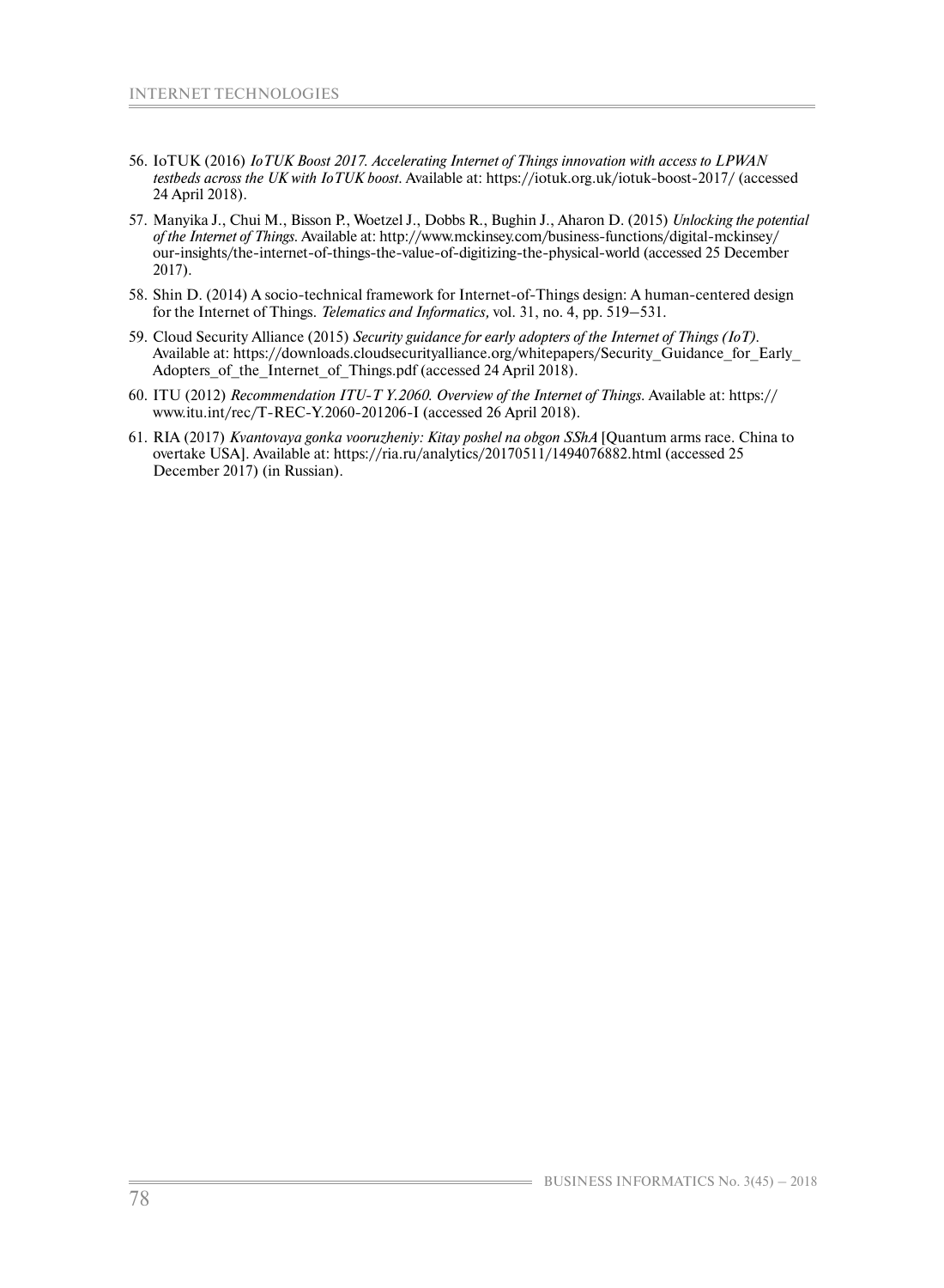56. IoTUK (2016) *IoTUK Boost 2017. Accelerating Internet of Things innovation with access to LPWAN testbeds across the UK with IoTUK boost*. Available at: https://iotuk.org.uk/iotuk-boost-2017/ (accessed 24 April 2018).

57. Manyika J., Chui M., Bisson P., Woetzel J., Dobbs R., Bughin J., Aharon D. (2015) *Unlocking the potential of the Internet of Things*. Available at: http://www.mckinsey.com/business-functions/digital-mckinsey/our-insights/the-internet-of-things-the-value-of-digitizing-the-physical-world (accessed 25 December 2017).

58. Shin D. (2014) A socio-technical framework for Internet-of-Things design: A human-centered design for the Internet of Things. *Telematics and Informatics*, vol. 31, no. 4, pp. 519–531.

59. Cloud Security Alliance (2015) *Security guidance for early adopters of the Internet of Things (IoT)*. Available at: https://downloads.cloudsecurityalliance.org/whitepapers/Security_Guidance_for_Early_Adopters_of_the_Internet_of_Things.pdf (accessed 24 April 2018).

60. ITU (2012) *Recommendation ITU-T Y.2060. Overview of the Internet of Things*. Available at: https://www.itu.int/rec/T-REC-Y.2060-201206-I (accessed 26 April 2018).

61. RIA (2017) *Kvantovaya gonka vooruzheniy: Kitay poshel na obgon SShA* [Quantum arms race. China to overtake USA]. Available at: https://ria.ru/analytics/20170511/1494076882.html (accessed 25 December 2017) (in Russian).